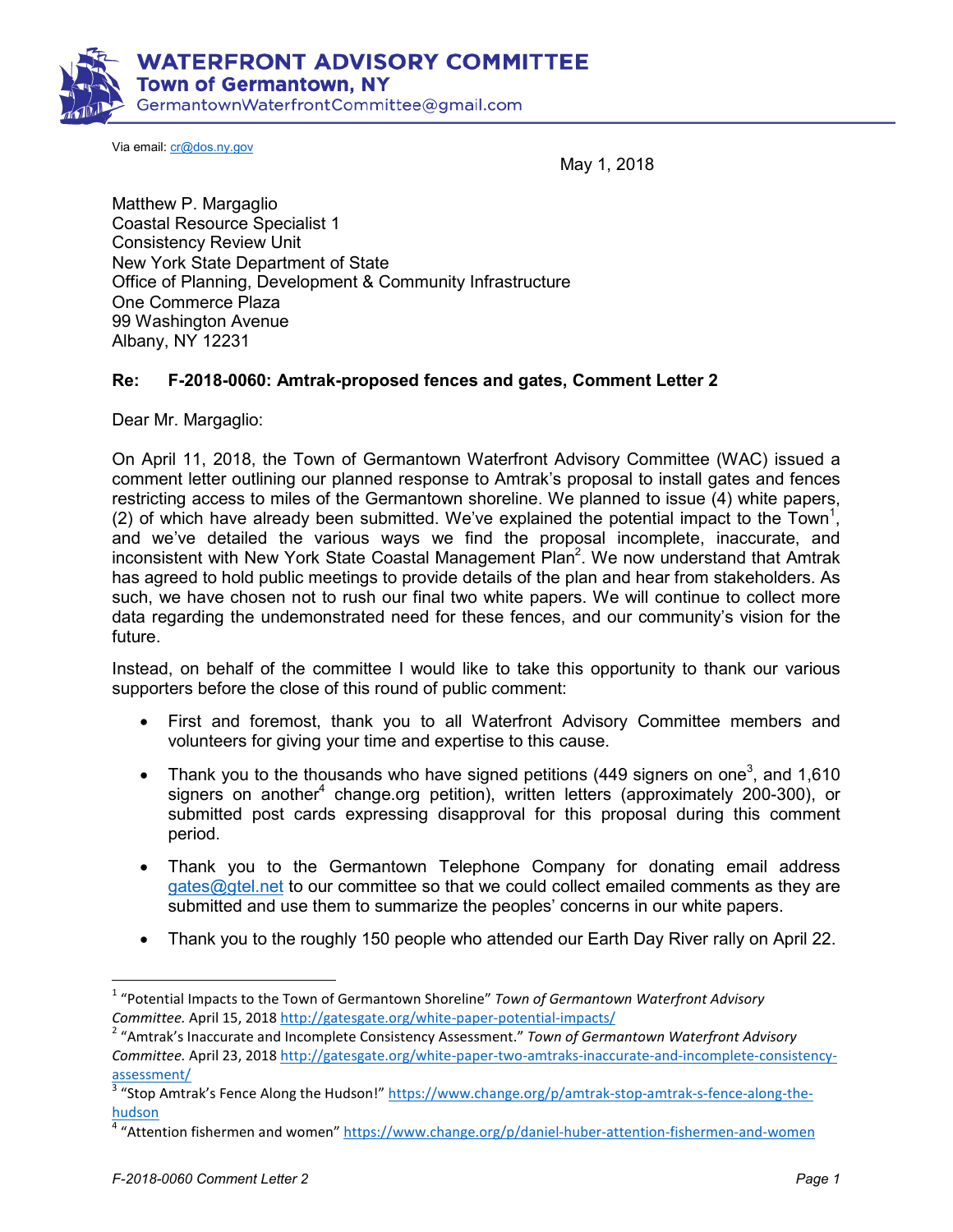# WATERFRONT ADVISORY COMMITTEE

**Town of Germantown, NY**

GermantownWaterfrontCommittee@gmail.com

Via email: cr@dos.ny.gov

May 1, 2018

Matthew P. Margaglio
Coastal Resource Specialist 1
Consistency Review Unit
New York State Department of State
Office of Planning, Development & Community Infrastructure
One Commerce Plaza
99 Washington Avenue
Albany, NY 12231

**Re: F-2018-0060: Amtrak-proposed fences and gates, Comment Letter 2**

Dear Mr. Margaglio:

On April 11, 2018, the Town of Germantown Waterfront Advisory Committee (WAC) issued a comment letter outlining our planned response to Amtrak's proposal to install gates and fences restricting access to miles of the Germantown shoreline. We planned to issue (4) white papers, (2) of which have already been submitted. We've explained the potential impact to the Town[1], and we've detailed the various ways we find the proposal incomplete, inaccurate, and inconsistent with New York State Coastal Management Plan[2]. We now understand that Amtrak has agreed to hold public meetings to provide details of the plan and hear from stakeholders. As such, we have chosen not to rush our final two white papers. We will continue to collect more data regarding the undemonstrated need for these fences, and our community's vision for the future.

Instead, on behalf of the committee I would like to take this opportunity to thank our various supporters before the close of this round of public comment:

- First and foremost, thank you to all Waterfront Advisory Committee members and volunteers for giving your time and expertise to this cause.
- Thank you to the thousands who have signed petitions (449 signers on one[3], and 1,610 signers on another[4] change.org petition), written letters (approximately 200-300), or submitted post cards expressing disapproval for this proposal during this comment period.
- Thank you to the Germantown Telephone Company for donating email address gates@gtel.net to our committee so that we could collect emailed comments as they are submitted and use them to summarize the peoples' concerns in our white papers.
- Thank you to the roughly 150 people who attended our Earth Day River rally on April 22.

---

[1] "Potential Impacts to the Town of Germantown Shoreline" *Town of Germantown Waterfront Advisory Committee.* April 15, 2018 http://gatesgate.org/white-paper-potential-impacts/

[2] "Amtrak's Inaccurate and Incomplete Consistency Assessment." *Town of Germantown Waterfront Advisory Committee.* April 23, 2018 http://gatesgate.org/white-paper-two-amtraks-inaccurate-and-incomplete-consistency-assessment/

[3] "Stop Amtrak's Fence Along the Hudson!" https://www.change.org/p/amtrak-stop-amtrak-s-fence-along-the-hudson

[4] "Attention fishermen and women" https://www.change.org/p/daniel-huber-attention-fishermen-and-women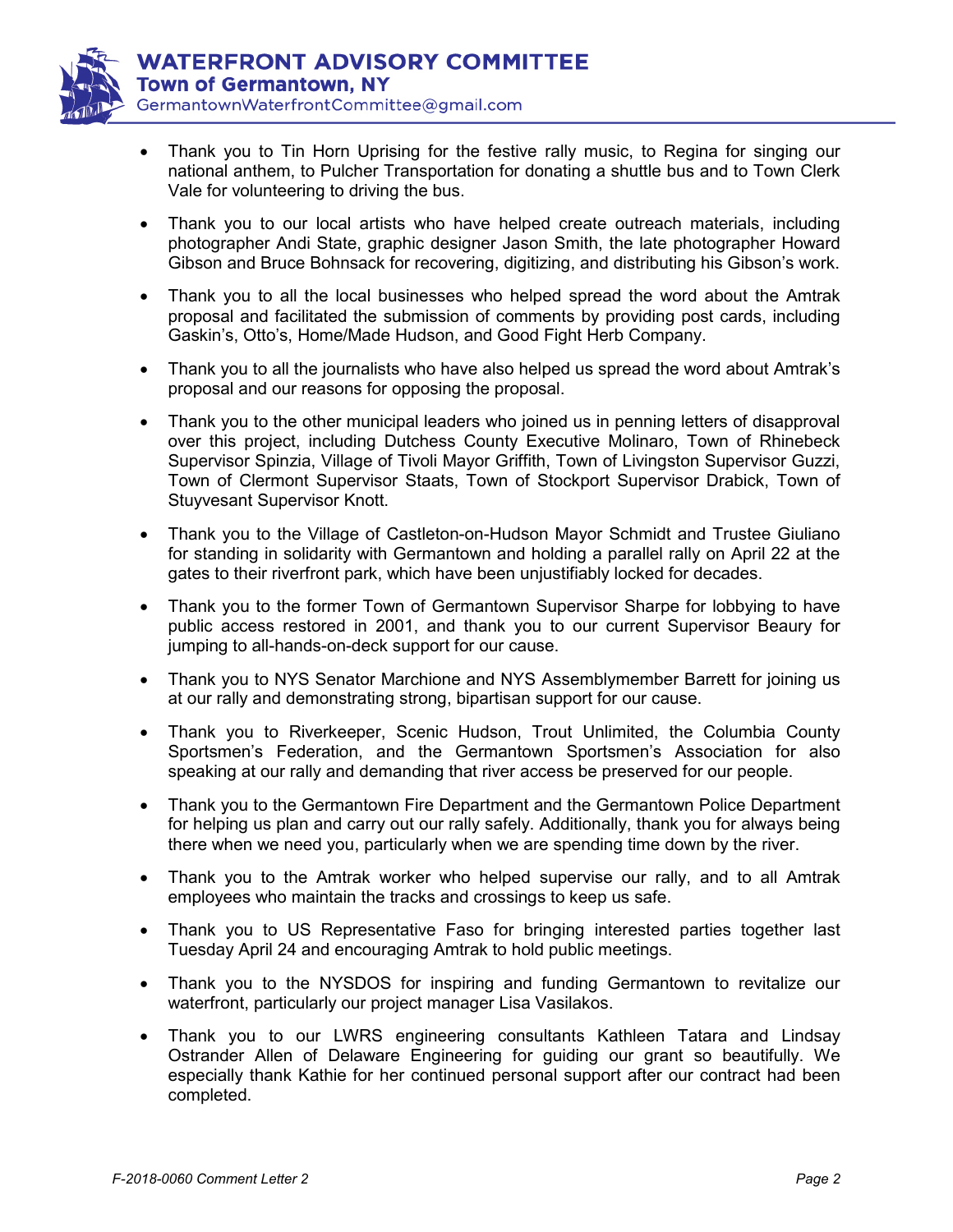- Thank you to Tin Horn Uprising for the festive rally music, to Regina for singing our national anthem, to Pulcher Transportation for donating a shuttle bus and to Town Clerk Vale for volunteering to driving the bus.

- Thank you to our local artists who have helped create outreach materials, including photographer Andi State, graphic designer Jason Smith, the late photographer Howard Gibson and Bruce Bohnsack for recovering, digitizing, and distributing his Gibson's work.

- Thank you to all the local businesses who helped spread the word about the Amtrak proposal and facilitated the submission of comments by providing post cards, including Gaskin's, Otto's, Home/Made Hudson, and Good Fight Herb Company.

- Thank you to all the journalists who have also helped us spread the word about Amtrak's proposal and our reasons for opposing the proposal.

- Thank you to the other municipal leaders who joined us in penning letters of disapproval over this project, including Dutchess County Executive Molinaro, Town of Rhinebeck Supervisor Spinzia, Village of Tivoli Mayor Griffith, Town of Livingston Supervisor Guzzi, Town of Clermont Supervisor Staats, Town of Stockport Supervisor Drabick, Town of Stuyvesant Supervisor Knott.

- Thank you to the Village of Castleton-on-Hudson Mayor Schmidt and Trustee Giuliano for standing in solidarity with Germantown and holding a parallel rally on April 22 at the gates to their riverfront park, which have been unjustifiably locked for decades.

- Thank you to the former Town of Germantown Supervisor Sharpe for lobbying to have public access restored in 2001, and thank you to our current Supervisor Beaury for jumping to all-hands-on-deck support for our cause.

- Thank you to NYS Senator Marchione and NYS Assemblymember Barrett for joining us at our rally and demonstrating strong, bipartisan support for our cause.

- Thank you to Riverkeeper, Scenic Hudson, Trout Unlimited, the Columbia County Sportsmen's Federation, and the Germantown Sportsmen's Association for also speaking at our rally and demanding that river access be preserved for our people.

- Thank you to the Germantown Fire Department and the Germantown Police Department for helping us plan and carry out our rally safely. Additionally, thank you for always being there when we need you, particularly when we are spending time down by the river.

- Thank you to the Amtrak worker who helped supervise our rally, and to all Amtrak employees who maintain the tracks and crossings to keep us safe.

- Thank you to US Representative Faso for bringing interested parties together last Tuesday April 24 and encouraging Amtrak to hold public meetings.

- Thank you to the NYSDOS for inspiring and funding Germantown to revitalize our waterfront, particularly our project manager Lisa Vasilakos.

- Thank you to our LWRS engineering consultants Kathleen Tatara and Lindsay Ostrander Allen of Delaware Engineering for guiding our grant so beautifully. We especially thank Kathie for her continued personal support after our contract had been completed.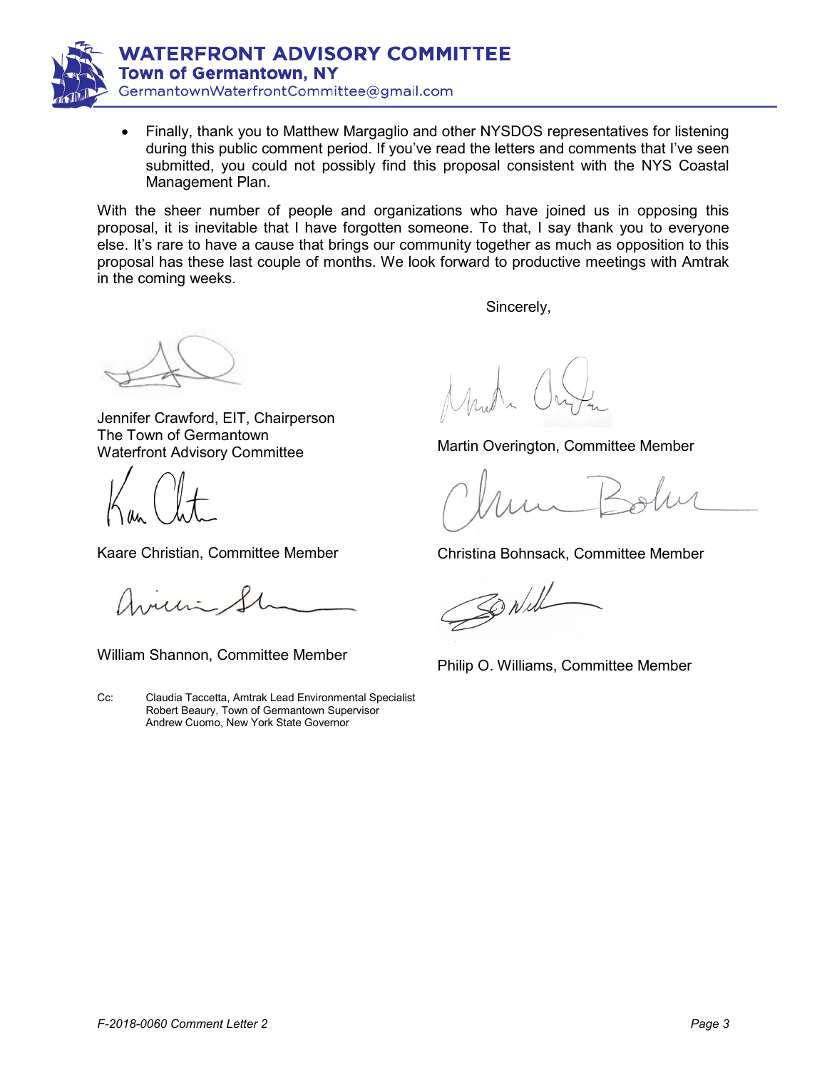- Finally, thank you to Matthew Margaglio and other NYSDOS representatives for listening during this public comment period. If you've read the letters and comments that I've seen submitted, you could not possibly find this proposal consistent with the NYS Coastal Management Plan.

With the sheer number of people and organizations who have joined us in opposing this proposal, it is inevitable that I have forgotten someone. To that, I say thank you to everyone else. It's rare to have a cause that brings our community together as much as opposition to this proposal has these last couple of months. We look forward to productive meetings with Amtrak in the coming weeks.

Sincerely,

Jennifer Crawford, EIT, Chairperson
The Town of Germantown
Waterfront Advisory Committee

Martin Overington, Committee Member

Kaare Christian, Committee Member

Christina Bohnsack, Committee Member

William Shannon, Committee Member

Philip O. Williams, Committee Member

Cc: Claudia Taccetta, Amtrak Lead Environmental Specialist
Robert Beaury, Town of Germantown Supervisor
Andrew Cuomo, New York State Governor

*F-2018-0060 Comment Letter 2*